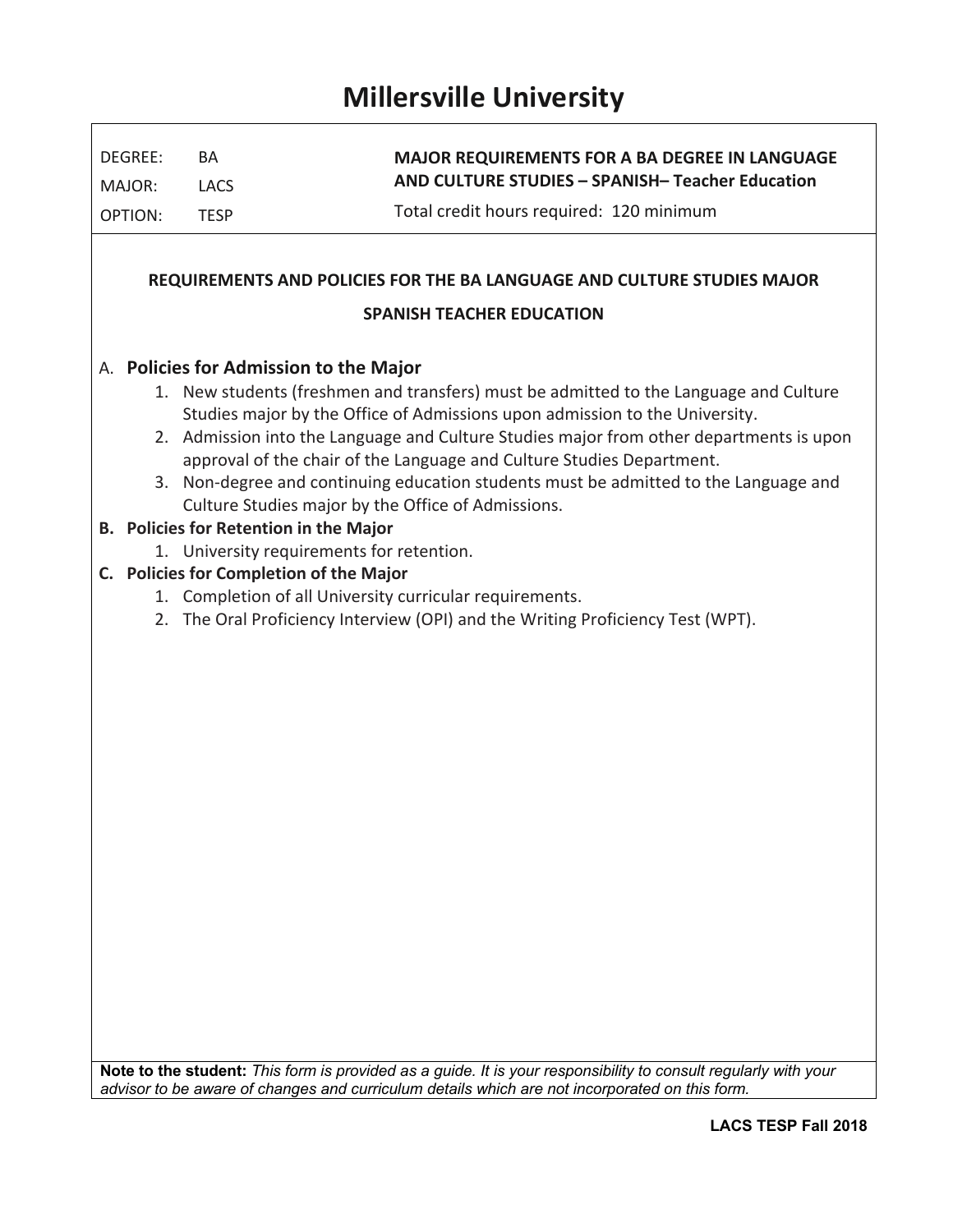# Millersville University

| DEGREE: | BA | **MAJOR REQUIREMENTS FOR A BA DEGREE IN LANGUAGE AND CULTURE STUDIES – SPANISH– Teacher Education** |
| --- | --- | --- |
| MAJOR: | LACS | |
| OPTION: | TESP | Total credit hours required: 120 minimum |

## REQUIREMENTS AND POLICIES FOR THE BA LANGUAGE AND CULTURE STUDIES MAJOR

## SPANISH TEACHER EDUCATION

A. **Policies for Admission to the Major**
1. New students (freshmen and transfers) must be admitted to the Language and Culture Studies major by the Office of Admissions upon admission to the University.
2. Admission into the Language and Culture Studies major from other departments is upon approval of the chair of the Language and Culture Studies Department.
3. Non-degree and continuing education students must be admitted to the Language and Culture Studies major by the Office of Admissions.

**B. Policies for Retention in the Major**
1. University requirements for retention.

**C. Policies for Completion of the Major**
1. Completion of all University curricular requirements.
2. The Oral Proficiency Interview (OPI) and the Writing Proficiency Test (WPT).

**Note to the student:** *This form is provided as a guide. It is your responsibility to consult regularly with your advisor to be aware of changes and curriculum details which are not incorporated on this form.*

**LACS TESP Fall 2018**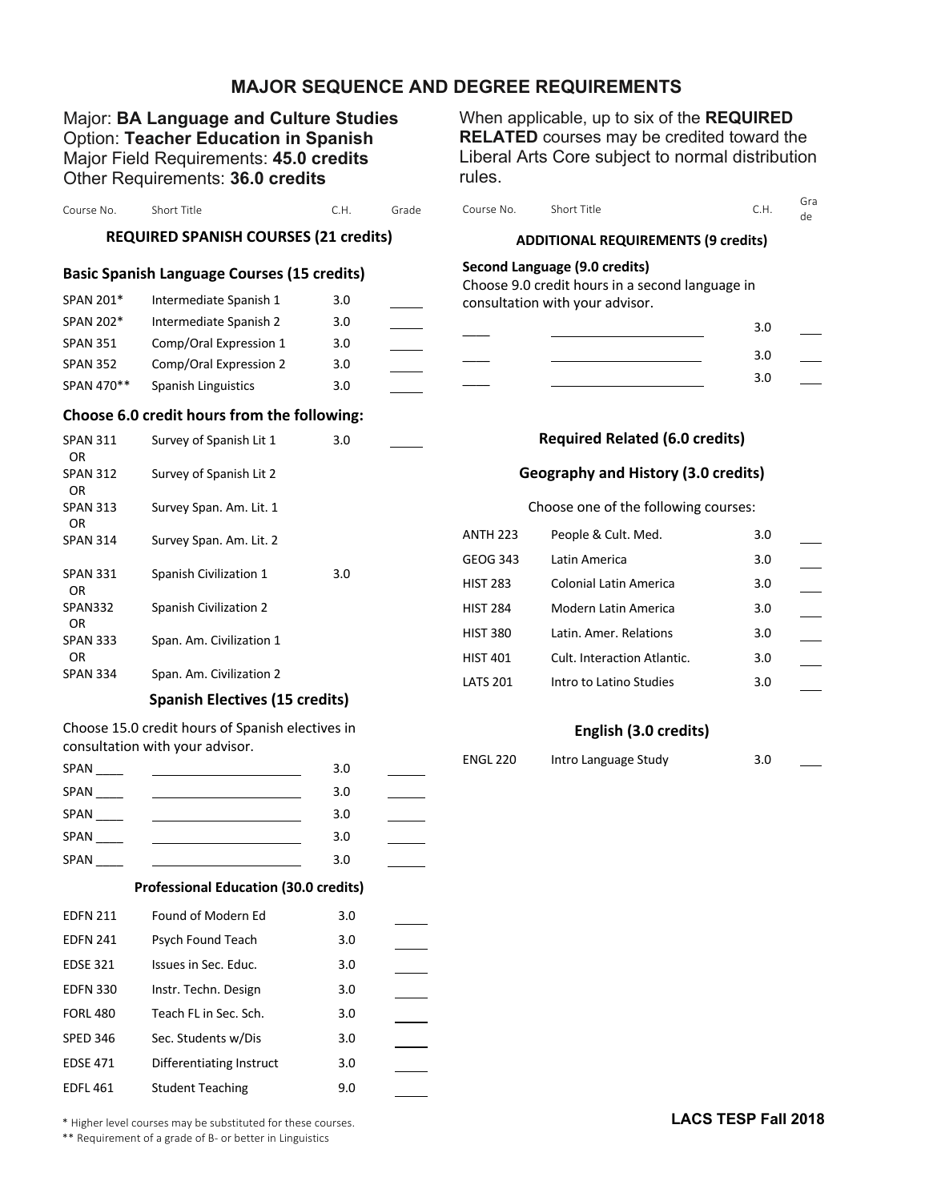# MAJOR SEQUENCE AND DEGREE REQUIREMENTS

Major: **BA Language and Culture Studies**
Option: **Teacher Education in Spanish**
Major Field Requirements: **45.0 credits**
Other Requirements: **36.0 credits**

| Course No. | Short Title | C.H. | Grade |
|---|---|---|---|
| **REQUIRED SPANISH COURSES (21 credits)** | | | |
| **Basic Spanish Language Courses (15 credits)** | | | |
| SPAN 201* | Intermediate Spanish 1 | 3.0 | _____ |
| SPAN 202* | Intermediate Spanish 2 | 3.0 | _____ |
| SPAN 351 | Comp/Oral Expression 1 | 3.0 | _____ |
| SPAN 352 | Comp/Oral Expression 2 | 3.0 | _____ |
| SPAN 470** | Spanish Linguistics | 3.0 | _____ |
| **Choose 6.0 credit hours from the following:** | | | |
| SPAN 311 OR | Survey of Spanish Lit 1 | 3.0 | _____ |
| SPAN 312 OR | Survey of Spanish Lit 2 | | |
| SPAN 313 OR | Survey Span. Am. Lit. 1 | | |
| SPAN 314 | Survey Span. Am. Lit. 2 | | |
| SPAN 331 OR | Spanish Civilization 1 | 3.0 | |
| SPAN332 OR | Spanish Civilization 2 | | |
| SPAN 333 OR | Span. Am. Civilization 1 | | |
| SPAN 334 | Span. Am. Civilization 2 | | |
| **Spanish Electives (15 credits)** | | | |
| Choose 15.0 credit hours of Spanish electives in consultation with your advisor. | | | |
| SPAN ____ | ____________________ | 3.0 | _____ |
| SPAN ____ | ____________________ | 3.0 | _____ |
| SPAN ____ | ____________________ | 3.0 | _____ |
| SPAN ____ | ____________________ | 3.0 | _____ |
| SPAN ____ | ____________________ | 3.0 | _____ |
| **Professional Education (30.0 credits)** | | | |
| EDFN 211 | Found of Modern Ed | 3.0 | _____ |
| EDFN 241 | Psych Found Teach | 3.0 | _____ |
| EDSE 321 | Issues in Sec. Educ. | 3.0 | _____ |
| EDFN 330 | Instr. Techn. Design | 3.0 | _____ |
| FORL 480 | Teach FL in Sec. Sch. | 3.0 | _____ |
| SPED 346 | Sec. Students w/Dis | 3.0 | _____ |
| EDSE 471 | Differentiating Instruct | 3.0 | _____ |
| EDFL 461 | Student Teaching | 9.0 | _____ |

When applicable, up to six of the **REQUIRED RELATED** courses may be credited toward the Liberal Arts Core subject to normal distribution rules.

| Course No. | Short Title | C.H. | Grade |
|---|---|---|---|
| **ADDITIONAL REQUIREMENTS (9 credits)** | | | |
| **Second Language (9.0 credits)** Choose 9.0 credit hours in a second language in consultation with your advisor. | | | |
| ____ | ____________________ | 3.0 | ___ |
| ____ | ____________________ | 3.0 | ___ |
| ____ | ____________________ | 3.0 | ___ |
| **Required Related (6.0 credits)** | | | |
| **Geography and History (3.0 credits)** | | | |
| Choose one of the following courses: | | | |
| ANTH 223 | People & Cult. Med. | 3.0 | ___ |
| GEOG 343 | Latin America | 3.0 | ___ |
| HIST 283 | Colonial Latin America | 3.0 | ___ |
| HIST 284 | Modern Latin America | 3.0 | ___ |
| HIST 380 | Latin. Amer. Relations | 3.0 | ___ |
| HIST 401 | Cult. Interaction Atlantic. | 3.0 | ___ |
| LATS 201 | Intro to Latino Studies | 3.0 | ___ |
| **English (3.0 credits)** | | | |
| ENGL 220 | Intro Language Study | 3.0 | ___ |

\* Higher level courses may be substituted for these courses.
\** Requirement of a grade of B- or better in Linguistics

**LACS TESP Fall 2018**